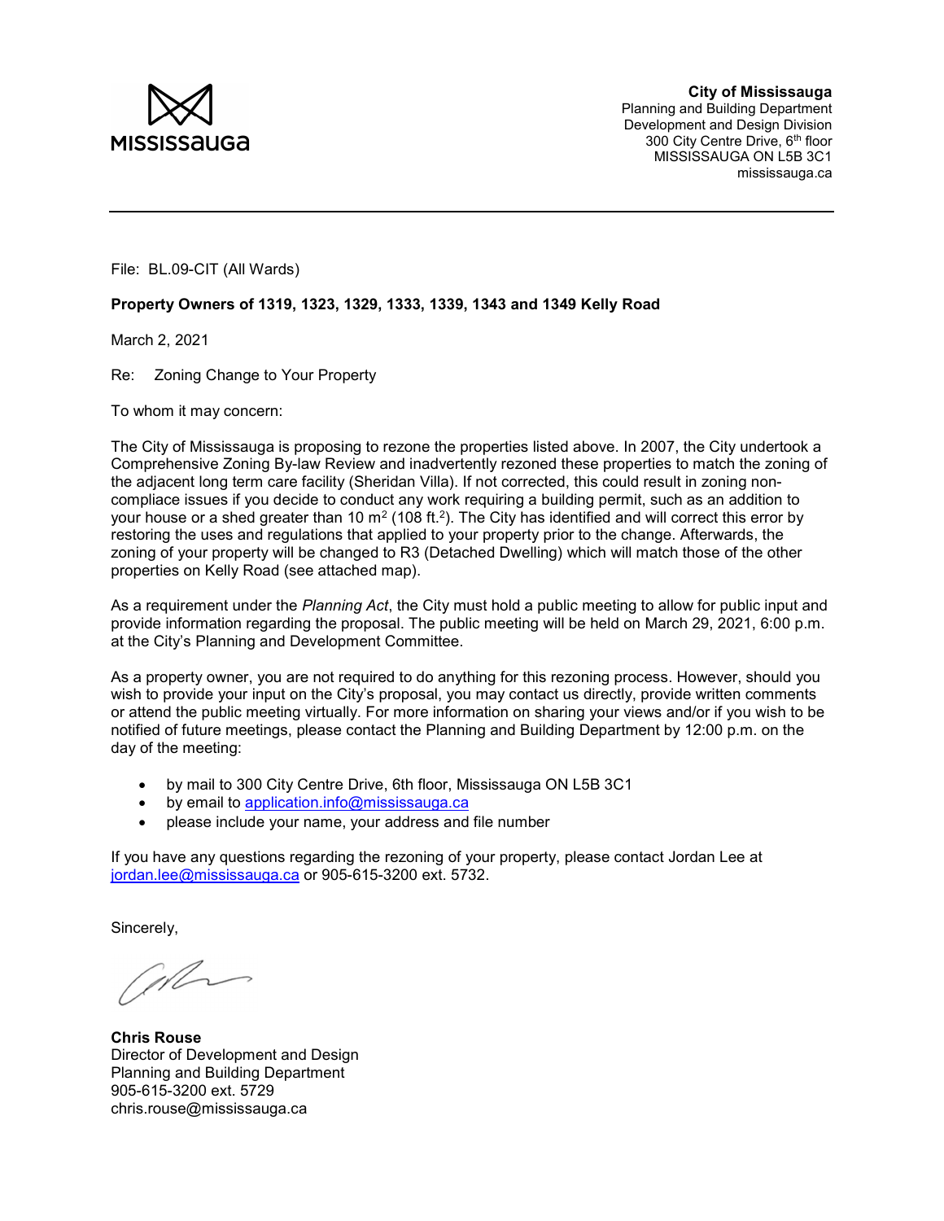MISSISSAUGA

**City of Mississauga**
Planning and Building Department
Development and Design Division
300 City Centre Drive, 6th floor
MISSISSAUGA ON L5B 3C1
mississauga.ca

---

File: BL.09-CIT (All Wards)

**Property Owners of 1319, 1323, 1329, 1333, 1339, 1343 and 1349 Kelly Road**

March 2, 2021

Re: Zoning Change to Your Property

To whom it may concern:

The City of Mississauga is proposing to rezone the properties listed above. In 2007, the City undertook a Comprehensive Zoning By-law Review and inadvertently rezoned these properties to match the zoning of the adjacent long term care facility (Sheridan Villa). If not corrected, this could result in zoning non-compliace issues if you decide to conduct any work requiring a building permit, such as an addition to your house or a shed greater than 10 $m^2$ (108 $ft.^2$). The City has identified and will correct this error by restoring the uses and regulations that applied to your property prior to the change. Afterwards, the zoning of your property will be changed to R3 (Detached Dwelling) which will match those of the other properties on Kelly Road (see attached map).

As a requirement under the *Planning Act*, the City must hold a public meeting to allow for public input and provide information regarding the proposal. The public meeting will be held on March 29, 2021, 6:00 p.m. at the City's Planning and Development Committee.

As a property owner, you are not required to do anything for this rezoning process. However, should you wish to provide your input on the City's proposal, you may contact us directly, provide written comments or attend the public meeting virtually. For more information on sharing your views and/or if you wish to be notified of future meetings, please contact the Planning and Building Department by 12:00 p.m. on the day of the meeting:

- by mail to 300 City Centre Drive, 6th floor, Mississauga ON L5B 3C1
- by email to application.info@mississauga.ca
- please include your name, your address and file number

If you have any questions regarding the rezoning of your property, please contact Jordan Lee at jordan.lee@mississauga.ca or 905-615-3200 ext. 5732.

Sincerely,

**Chris Rouse**
Director of Development and Design
Planning and Building Department
905-615-3200 ext. 5729
chris.rouse@mississauga.ca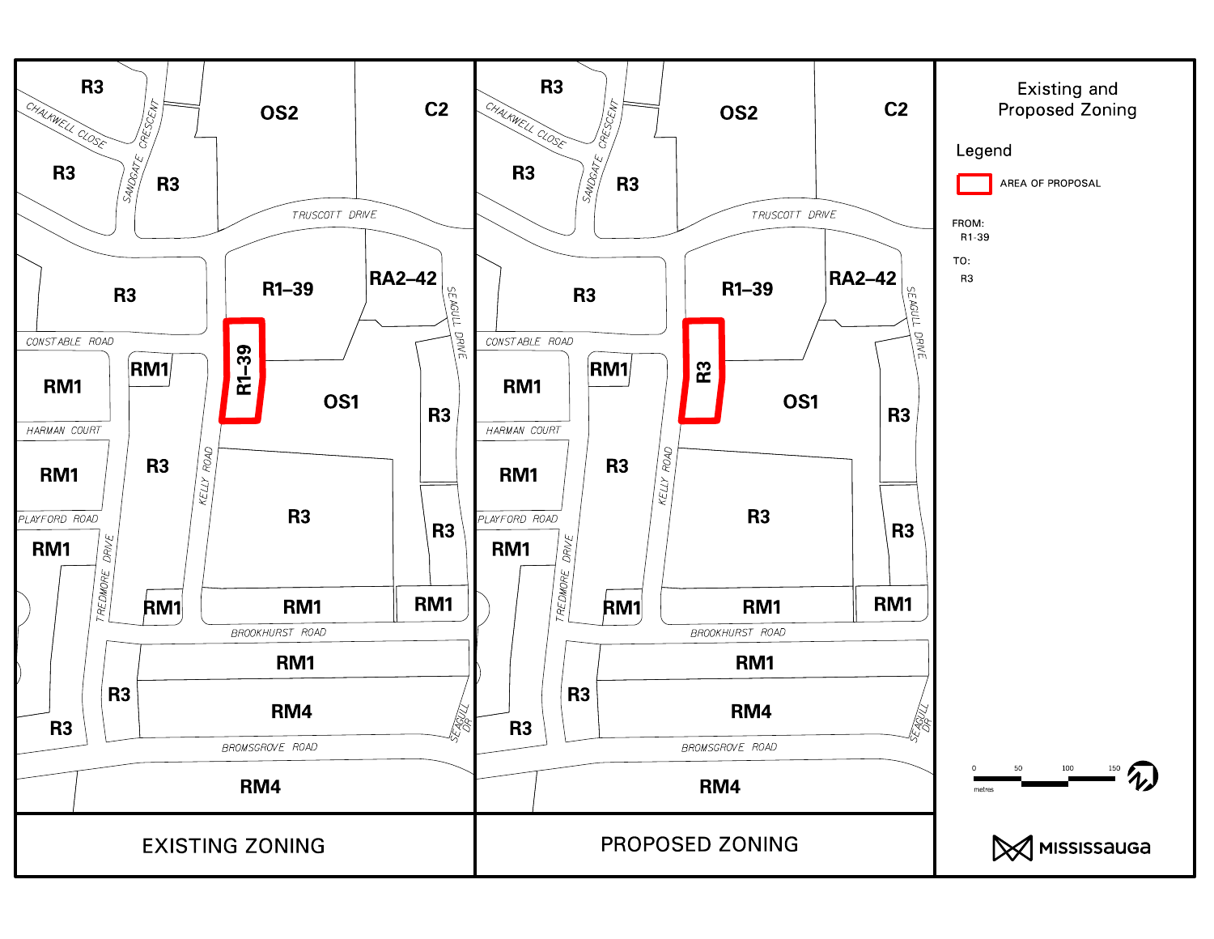# Existing and Proposed Zoning

Legend

AREA OF PROPOSAL

FROM:
R1-39

TO:
R3

EXISTING ZONING

PROPOSED ZONING

0 50 100 150
metres

MISSISSAUGA